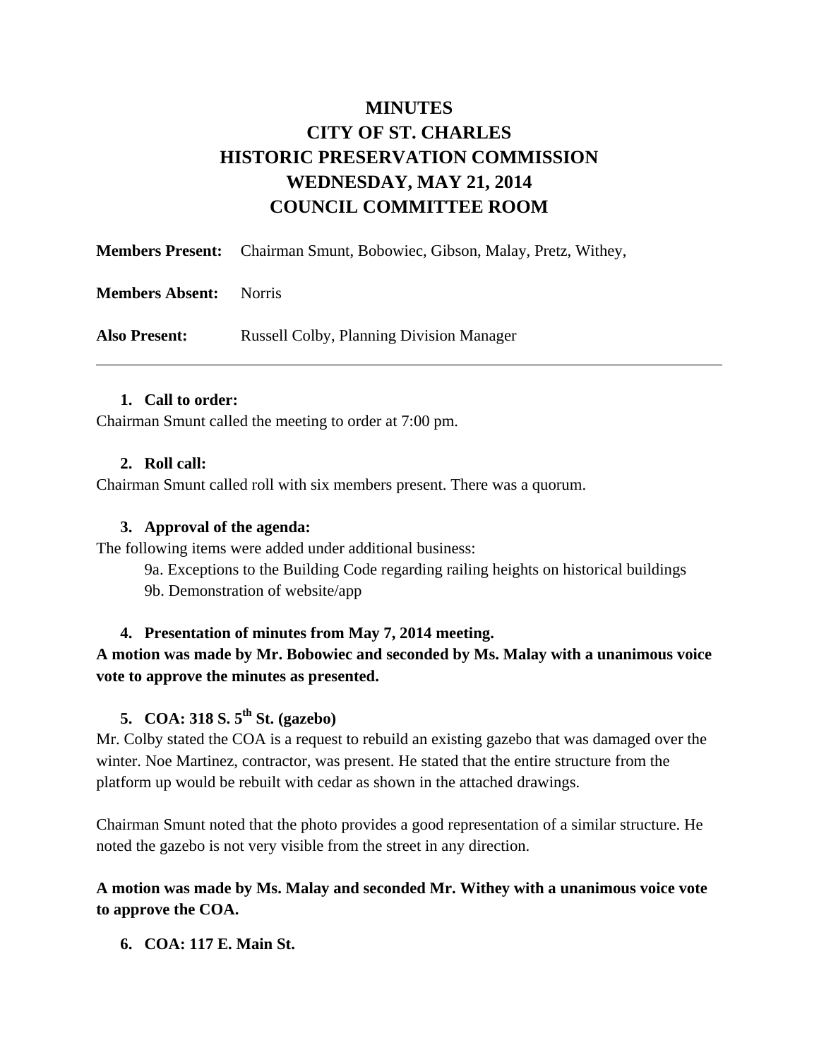# MINUTES
# CITY OF ST. CHARLES
# HISTORIC PRESERVATION COMMISSION
# WEDNESDAY, MAY 21, 2014
# COUNCIL COMMITTEE ROOM

**Members Present:** Chairman Smunt, Bobowiec, Gibson, Malay, Pretz, Withey,

**Members Absent:** Norris

**Also Present:** Russell Colby, Planning Division Manager

---

1. **Call to order:**

Chairman Smunt called the meeting to order at 7:00 pm.

2. **Roll call:**

Chairman Smunt called roll with six members present. There was a quorum.

3. **Approval of the agenda:**

The following items were added under additional business:

9a. Exceptions to the Building Code regarding railing heights on historical buildings
9b. Demonstration of website/app

4. **Presentation of minutes from May 7, 2014 meeting.**

**A motion was made by Mr. Bobowiec and seconded by Ms. Malay with a unanimous voice vote to approve the minutes as presented.**

5. **COA: 318 S. 5th St. (gazebo)**

Mr. Colby stated the COA is a request to rebuild an existing gazebo that was damaged over the winter. Noe Martinez, contractor, was present. He stated that the entire structure from the platform up would be rebuilt with cedar as shown in the attached drawings.

Chairman Smunt noted that the photo provides a good representation of a similar structure. He noted the gazebo is not very visible from the street in any direction.

**A motion was made by Ms. Malay and seconded Mr. Withey with a unanimous voice vote to approve the COA.**

6. **COA: 117 E. Main St.**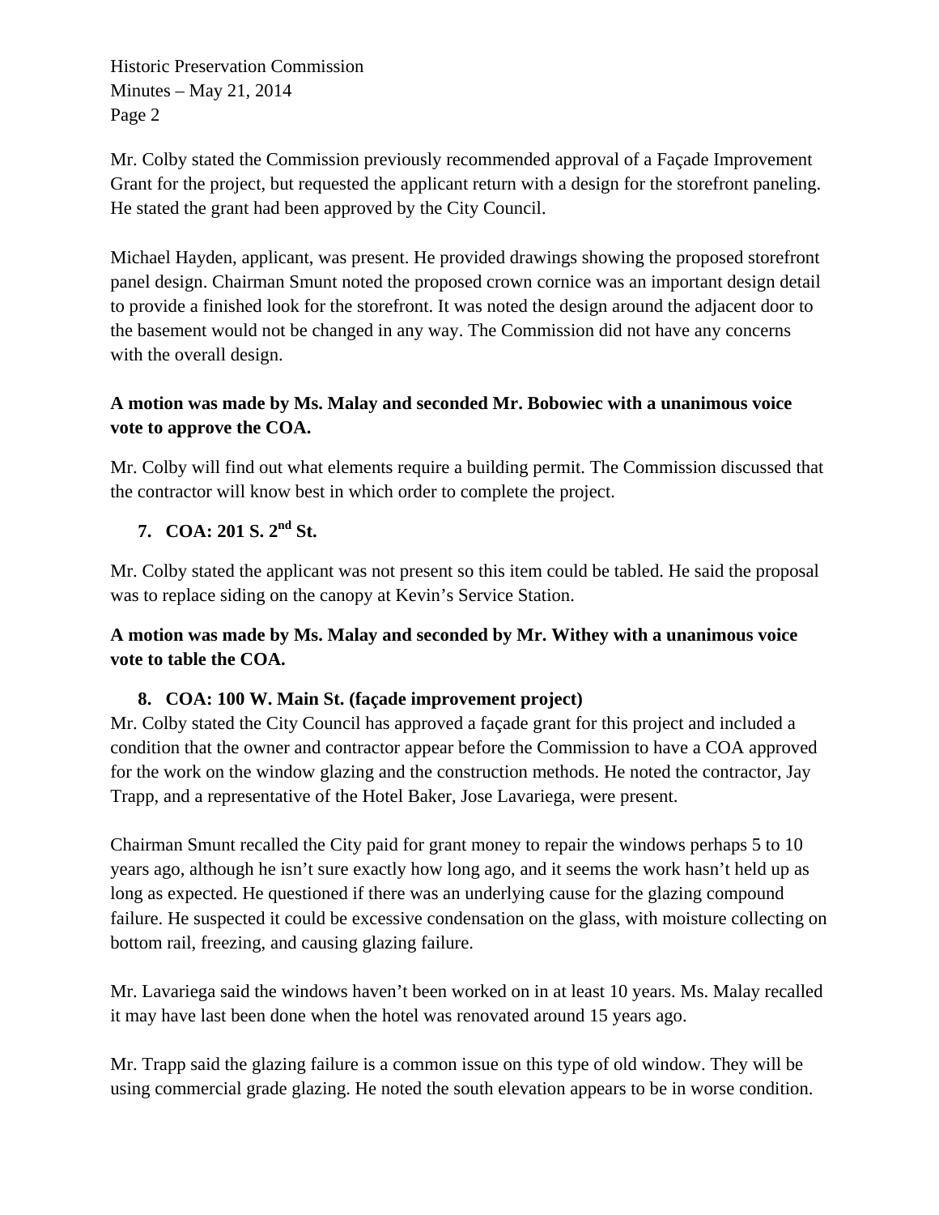Mr. Colby stated the Commission previously recommended approval of a Façade Improvement Grant for the project, but requested the applicant return with a design for the storefront paneling. He stated the grant had been approved by the City Council.

Michael Hayden, applicant, was present. He provided drawings showing the proposed storefront panel design. Chairman Smunt noted the proposed crown cornice was an important design detail to provide a finished look for the storefront. It was noted the design around the adjacent door to the basement would not be changed in any way. The Commission did not have any concerns with the overall design.

**A motion was made by Ms. Malay and seconded Mr. Bobowiec with a unanimous voice vote to approve the COA.**

Mr. Colby will find out what elements require a building permit. The Commission discussed that the contractor will know best in which order to complete the project.

7. **COA: 201 S. 2nd St.**

Mr. Colby stated the applicant was not present so this item could be tabled. He said the proposal was to replace siding on the canopy at Kevin's Service Station.

**A motion was made by Ms. Malay and seconded by Mr. Withey with a unanimous voice vote to table the COA.**

8. **COA: 100 W. Main St. (façade improvement project)**

Mr. Colby stated the City Council has approved a façade grant for this project and included a condition that the owner and contractor appear before the Commission to have a COA approved for the work on the window glazing and the construction methods. He noted the contractor, Jay Trapp, and a representative of the Hotel Baker, Jose Lavariega, were present.

Chairman Smunt recalled the City paid for grant money to repair the windows perhaps 5 to 10 years ago, although he isn't sure exactly how long ago, and it seems the work hasn't held up as long as expected. He questioned if there was an underlying cause for the glazing compound failure. He suspected it could be excessive condensation on the glass, with moisture collecting on bottom rail, freezing, and causing glazing failure.

Mr. Lavariega said the windows haven't been worked on in at least 10 years. Ms. Malay recalled it may have last been done when the hotel was renovated around 15 years ago.

Mr. Trapp said the glazing failure is a common issue on this type of old window. They will be using commercial grade glazing. He noted the south elevation appears to be in worse condition.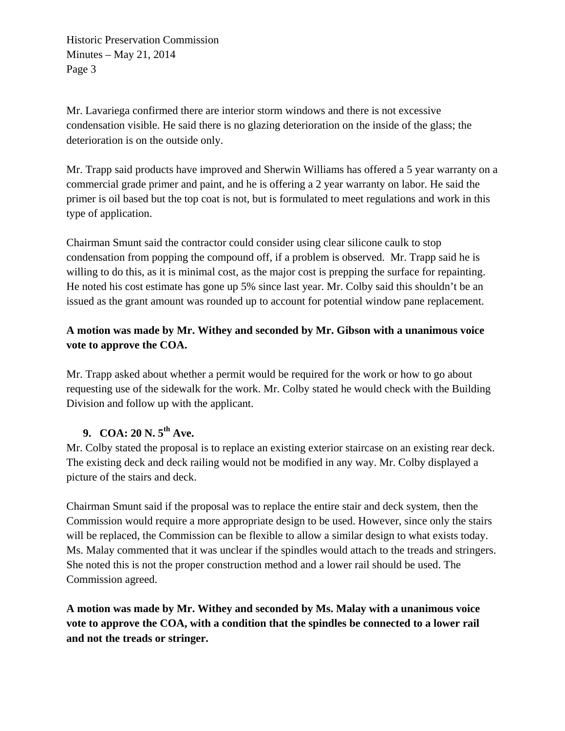Mr. Lavariega confirmed there are interior storm windows and there is not excessive condensation visible. He said there is no glazing deterioration on the inside of the glass; the deterioration is on the outside only.

Mr. Trapp said products have improved and Sherwin Williams has offered a 5 year warranty on a commercial grade primer and paint, and he is offering a 2 year warranty on labor. He said the primer is oil based but the top coat is not, but is formulated to meet regulations and work in this type of application.

Chairman Smunt said the contractor could consider using clear silicone caulk to stop condensation from popping the compound off, if a problem is observed. Mr. Trapp said he is willing to do this, as it is minimal cost, as the major cost is prepping the surface for repainting. He noted his cost estimate has gone up 5% since last year. Mr. Colby said this shouldn't be an issued as the grant amount was rounded up to account for potential window pane replacement.

**A motion was made by Mr. Withey and seconded by Mr. Gibson with a unanimous voice vote to approve the COA.**

Mr. Trapp asked about whether a permit would be required for the work or how to go about requesting use of the sidewalk for the work. Mr. Colby stated he would check with the Building Division and follow up with the applicant.

9. **COA: 20 N. 5th Ave.**

Mr. Colby stated the proposal is to replace an existing exterior staircase on an existing rear deck. The existing deck and deck railing would not be modified in any way. Mr. Colby displayed a picture of the stairs and deck.

Chairman Smunt said if the proposal was to replace the entire stair and deck system, then the Commission would require a more appropriate design to be used. However, since only the stairs will be replaced, the Commission can be flexible to allow a similar design to what exists today. Ms. Malay commented that it was unclear if the spindles would attach to the treads and stringers. She noted this is not the proper construction method and a lower rail should be used. The Commission agreed.

**A motion was made by Mr. Withey and seconded by Ms. Malay with a unanimous voice vote to approve the COA, with a condition that the spindles be connected to a lower rail and not the treads or stringer.**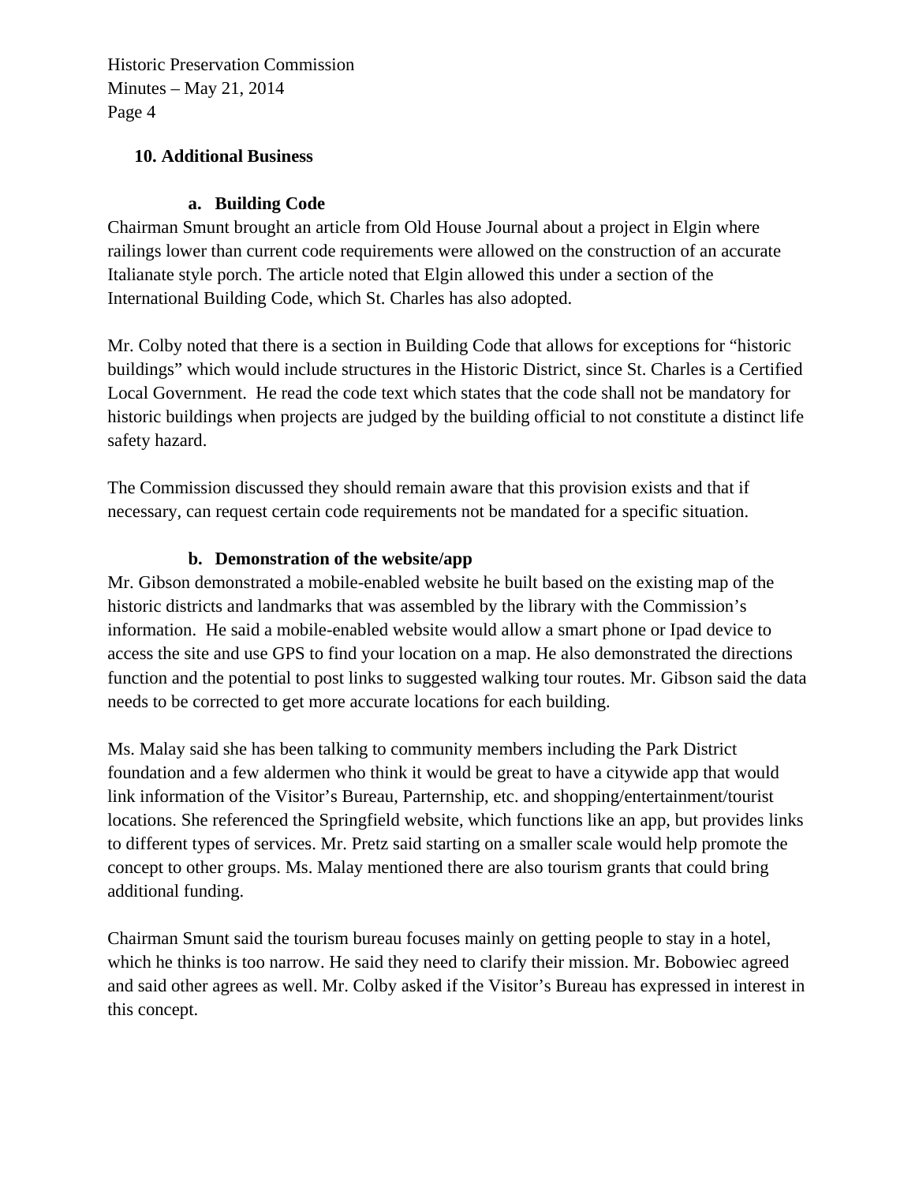## 10. Additional Business

### a. Building Code

Chairman Smunt brought an article from Old House Journal about a project in Elgin where railings lower than current code requirements were allowed on the construction of an accurate Italianate style porch. The article noted that Elgin allowed this under a section of the International Building Code, which St. Charles has also adopted.

Mr. Colby noted that there is a section in Building Code that allows for exceptions for "historic buildings" which would include structures in the Historic District, since St. Charles is a Certified Local Government. He read the code text which states that the code shall not be mandatory for historic buildings when projects are judged by the building official to not constitute a distinct life safety hazard.

The Commission discussed they should remain aware that this provision exists and that if necessary, can request certain code requirements not be mandated for a specific situation.

### b. Demonstration of the website/app

Mr. Gibson demonstrated a mobile-enabled website he built based on the existing map of the historic districts and landmarks that was assembled by the library with the Commission's information. He said a mobile-enabled website would allow a smart phone or Ipad device to access the site and use GPS to find your location on a map. He also demonstrated the directions function and the potential to post links to suggested walking tour routes. Mr. Gibson said the data needs to be corrected to get more accurate locations for each building.

Ms. Malay said she has been talking to community members including the Park District foundation and a few aldermen who think it would be great to have a citywide app that would link information of the Visitor's Bureau, Parternship, etc. and shopping/entertainment/tourist locations. She referenced the Springfield website, which functions like an app, but provides links to different types of services. Mr. Pretz said starting on a smaller scale would help promote the concept to other groups. Ms. Malay mentioned there are also tourism grants that could bring additional funding.

Chairman Smunt said the tourism bureau focuses mainly on getting people to stay in a hotel, which he thinks is too narrow. He said they need to clarify their mission. Mr. Bobowiec agreed and said other agrees as well. Mr. Colby asked if the Visitor's Bureau has expressed in interest in this concept.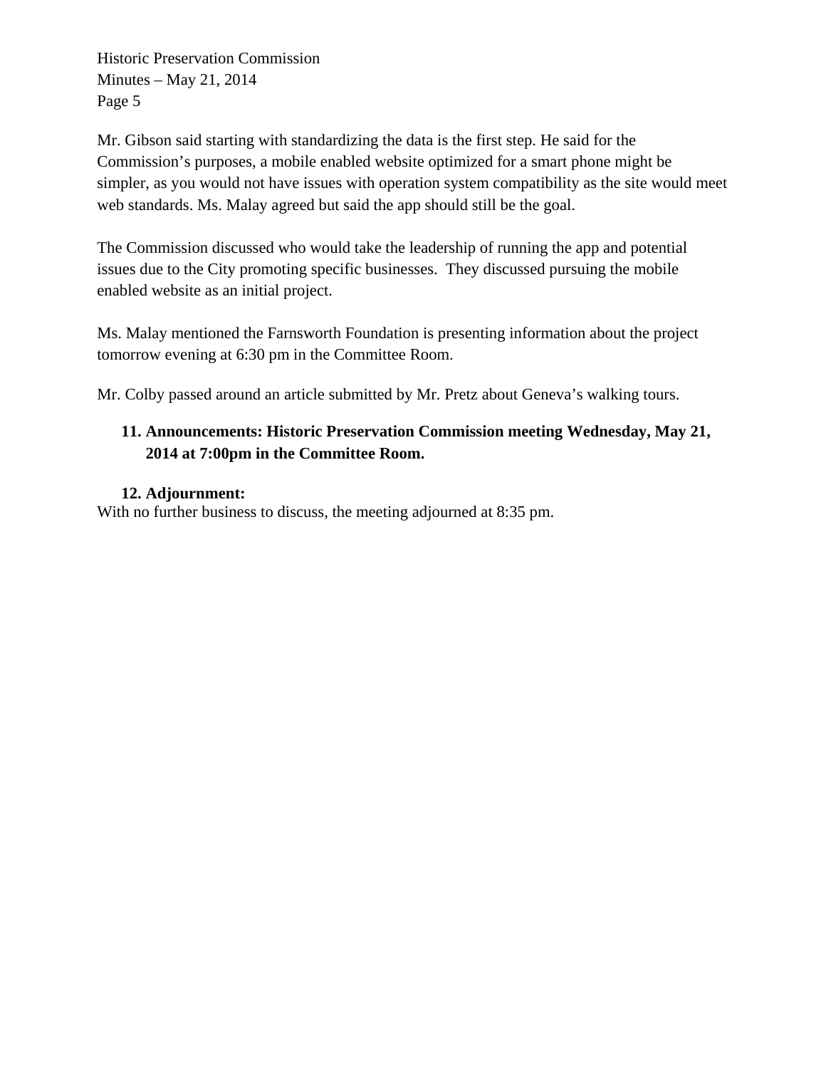Mr. Gibson said starting with standardizing the data is the first step. He said for the Commission's purposes, a mobile enabled website optimized for a smart phone might be simpler, as you would not have issues with operation system compatibility as the site would meet web standards. Ms. Malay agreed but said the app should still be the goal.

The Commission discussed who would take the leadership of running the app and potential issues due to the City promoting specific businesses. They discussed pursuing the mobile enabled website as an initial project.

Ms. Malay mentioned the Farnsworth Foundation is presenting information about the project tomorrow evening at 6:30 pm in the Committee Room.

Mr. Colby passed around an article submitted by Mr. Pretz about Geneva's walking tours.

11. **Announcements: Historic Preservation Commission meeting Wednesday, May 21, 2014 at 7:00pm in the Committee Room.**

12. **Adjournment:**

With no further business to discuss, the meeting adjourned at 8:35 pm.